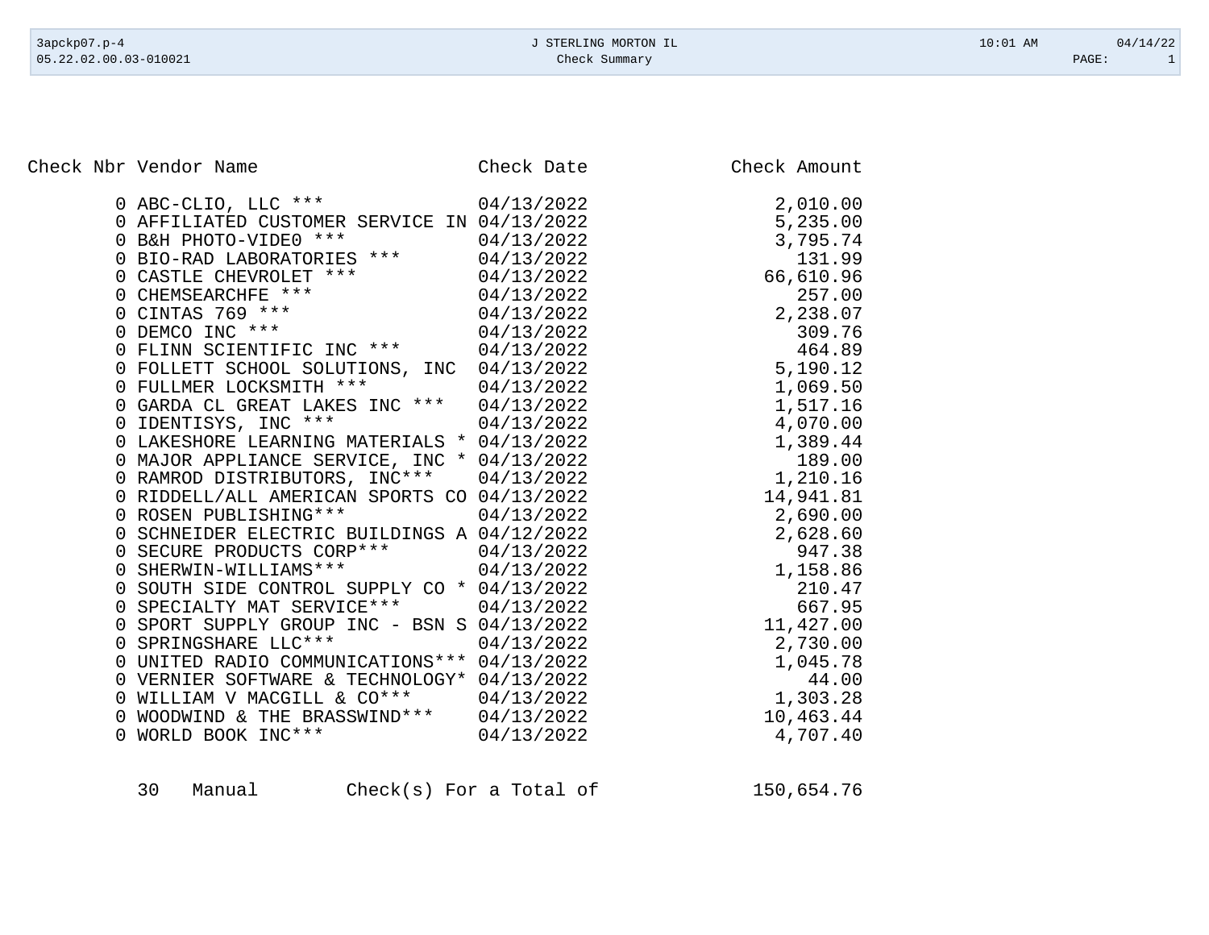J STERLING MORTON IL

Check Summary

| Check Nbr | Vendor Name | Check Date | Check Amount |
|---|---|---|---|
| 0 | ABC-CLIO, LLC *** | 04/13/2022 | 2,010.00 |
| 0 | AFFILIATED CUSTOMER SERVICE IN | 04/13/2022 | 5,235.00 |
| 0 | B&H PHOTO-VIDE0 *** | 04/13/2022 | 3,795.74 |
| 0 | BIO-RAD LABORATORIES *** | 04/13/2022 | 131.99 |
| 0 | CASTLE CHEVROLET *** | 04/13/2022 | 66,610.96 |
| 0 | CHEMSEARCHFE *** | 04/13/2022 | 257.00 |
| 0 | CINTAS 769 *** | 04/13/2022 | 2,238.07 |
| 0 | DEMCO INC *** | 04/13/2022 | 309.76 |
| 0 | FLINN SCIENTIFIC INC *** | 04/13/2022 | 464.89 |
| 0 | FOLLETT SCHOOL SOLUTIONS, INC | 04/13/2022 | 5,190.12 |
| 0 | FULLMER LOCKSMITH *** | 04/13/2022 | 1,069.50 |
| 0 | GARDA CL GREAT LAKES INC *** | 04/13/2022 | 1,517.16 |
| 0 | IDENTISYS, INC *** | 04/13/2022 | 4,070.00 |
| 0 | LAKESHORE LEARNING MATERIALS * | 04/13/2022 | 1,389.44 |
| 0 | MAJOR APPLIANCE SERVICE, INC * | 04/13/2022 | 189.00 |
| 0 | RAMROD DISTRIBUTORS, INC*** | 04/13/2022 | 1,210.16 |
| 0 | RIDDELL/ALL AMERICAN SPORTS CO | 04/13/2022 | 14,941.81 |
| 0 | ROSEN PUBLISHING*** | 04/13/2022 | 2,690.00 |
| 0 | SCHNEIDER ELECTRIC BUILDINGS A | 04/12/2022 | 2,628.60 |
| 0 | SECURE PRODUCTS CORP*** | 04/13/2022 | 947.38 |
| 0 | SHERWIN-WILLIAMS*** | 04/13/2022 | 1,158.86 |
| 0 | SOUTH SIDE CONTROL SUPPLY CO * | 04/13/2022 | 210.47 |
| 0 | SPECIALTY MAT SERVICE*** | 04/13/2022 | 667.95 |
| 0 | SPORT SUPPLY GROUP INC - BSN S | 04/13/2022 | 11,427.00 |
| 0 | SPRINGSHARE LLC*** | 04/13/2022 | 2,730.00 |
| 0 | UNITED RADIO COMMUNICATIONS*** | 04/13/2022 | 1,045.78 |
| 0 | VERNIER SOFTWARE & TECHNOLOGY* | 04/13/2022 | 44.00 |
| 0 | WILLIAM V MACGILL & CO*** | 04/13/2022 | 1,303.28 |
| 0 | WOODWIND & THE BRASSWIND*** | 04/13/2022 | 10,463.44 |
| 0 | WORLD BOOK INC*** | 04/13/2022 | 4,707.40 |

30 Manual Check(s) For a Total of 150,654.76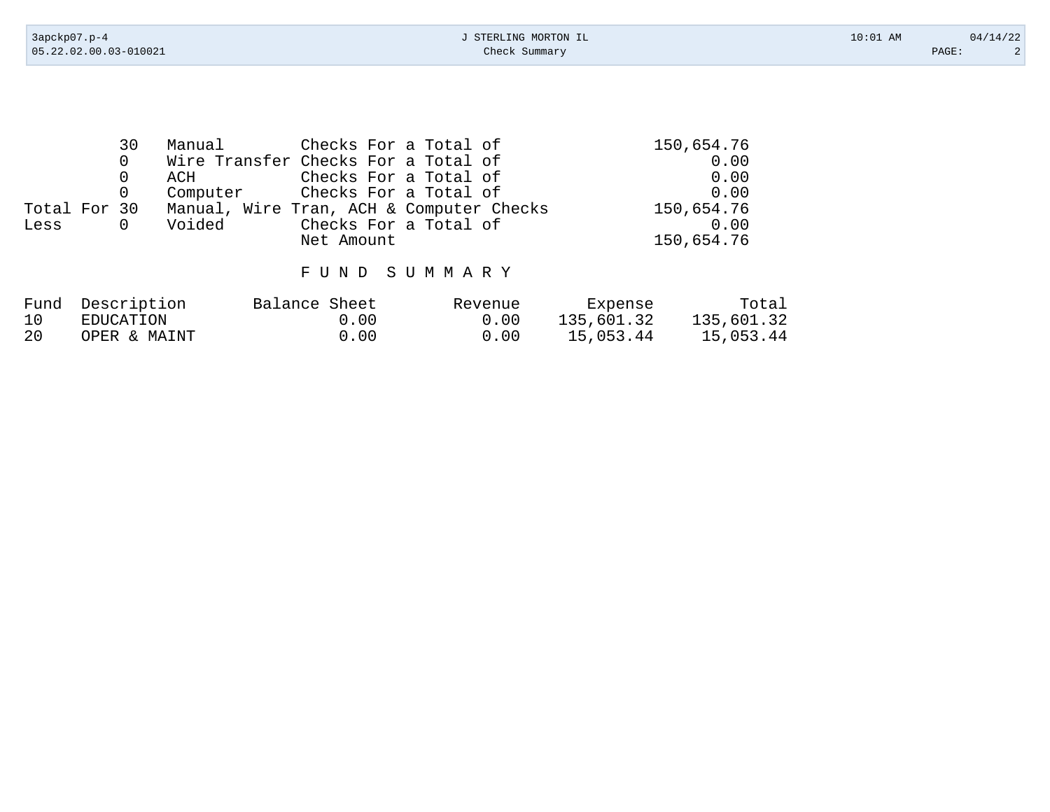| | | | |
|---|---|---|---|
| | 30 | Manual Checks For a Total of | 150,654.76 |
| | 0 | Wire Transfer Checks For a Total of | 0.00 |
| | 0 | ACH Checks For a Total of | 0.00 |
| | 0 | Computer Checks For a Total of | 0.00 |
| Total For | 30 | Manual, Wire Tran, ACH & Computer Checks | 150,654.76 |
| Less | 0 | Voided Checks For a Total of | 0.00 |
| | | Net Amount | 150,654.76 |

## F U N D  S U M M A R Y

| Fund | Description | Balance Sheet | Revenue | Expense | Total |
|---|---|---|---|---|---|
| 10 | EDUCATION | 0.00 | 0.00 | 135,601.32 | 135,601.32 |
| 20 | OPER & MAINT | 0.00 | 0.00 | 15,053.44 | 15,053.44 |